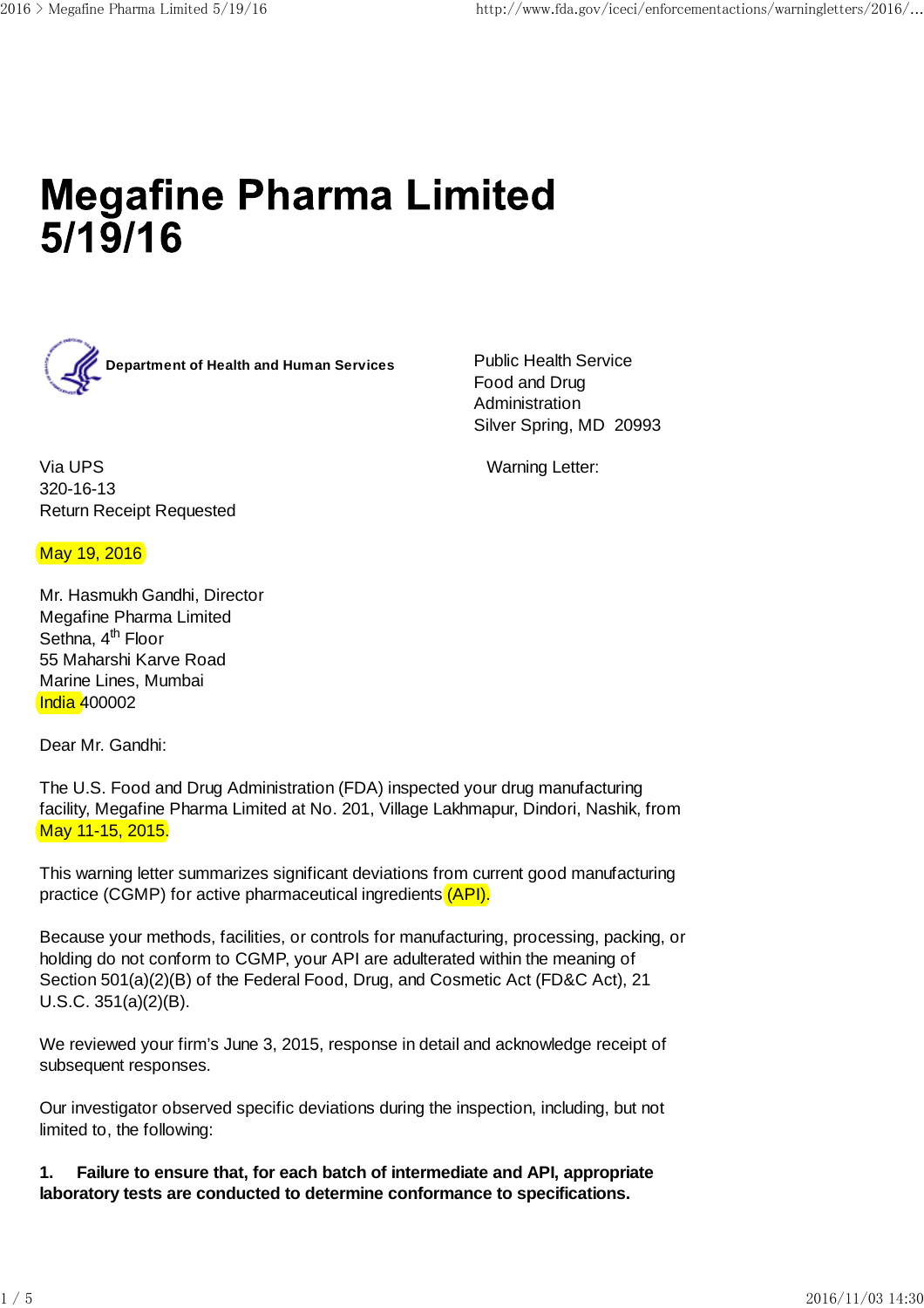# Megafine Pharma Limited 5/19/16

**Department of Health and Human Services**

Public Health Service
Food and Drug
Administration
Silver Spring, MD 20993

Via UPS
320-16-13
Return Receipt Requested

Warning Letter:

May 19, 2016

Mr. Hasmukh Gandhi, Director
Megafine Pharma Limited
Sethna, 4th Floor
55 Maharshi Karve Road
Marine Lines, Mumbai
India 400002

Dear Mr. Gandhi:

The U.S. Food and Drug Administration (FDA) inspected your drug manufacturing facility, Megafine Pharma Limited at No. 201, Village Lakhmapur, Dindori, Nashik, from May 11-15, 2015.

This warning letter summarizes significant deviations from current good manufacturing practice (CGMP) for active pharmaceutical ingredients (API).

Because your methods, facilities, or controls for manufacturing, processing, packing, or holding do not conform to CGMP, your API are adulterated within the meaning of Section 501(a)(2)(B) of the Federal Food, Drug, and Cosmetic Act (FD&C Act), 21 U.S.C. 351(a)(2)(B).

We reviewed your firm's June 3, 2015, response in detail and acknowledge receipt of subsequent responses.

Our investigator observed specific deviations during the inspection, including, but not limited to, the following:

**1. Failure to ensure that, for each batch of intermediate and API, appropriate laboratory tests are conducted to determine conformance to specifications.**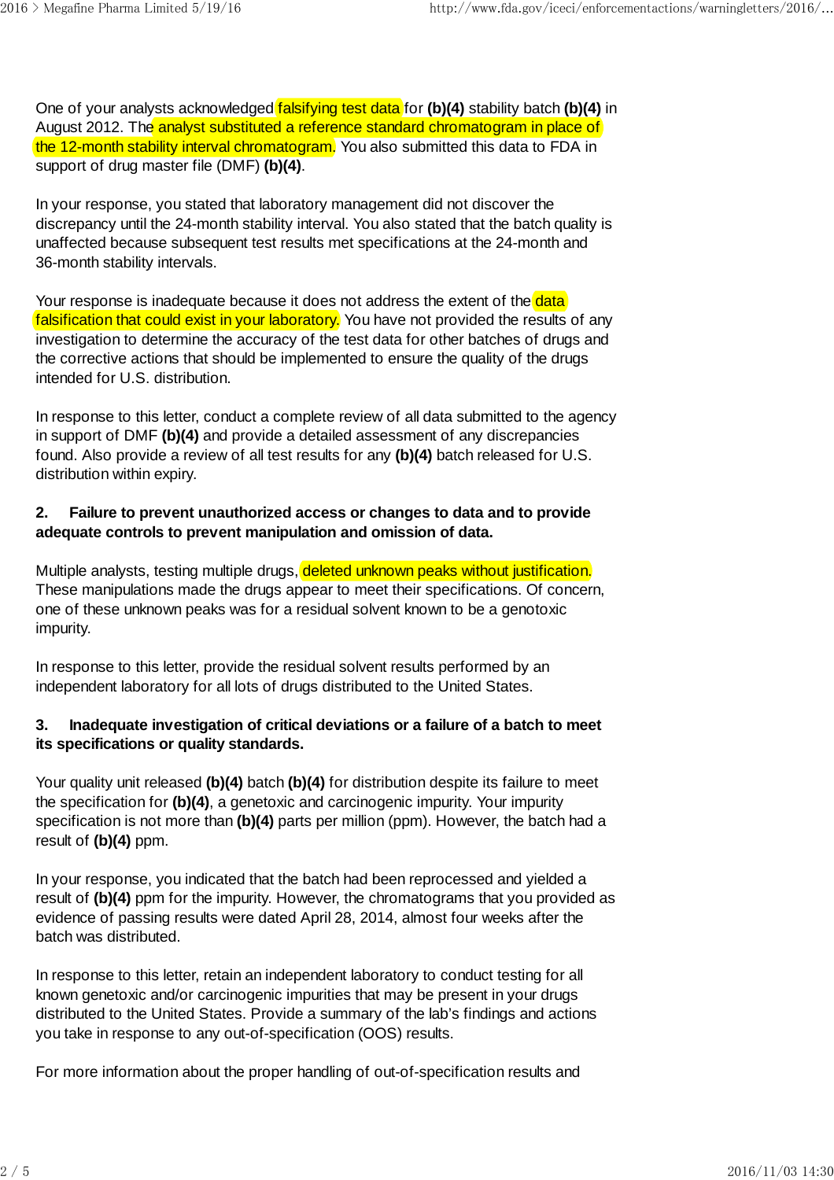One of your analysts acknowledged falsifying test data for **(b)(4)** stability batch **(b)(4)** in August 2012. The analyst substituted a reference standard chromatogram in place of the 12-month stability interval chromatogram. You also submitted this data to FDA in support of drug master file (DMF) **(b)(4)**.

In your response, you stated that laboratory management did not discover the discrepancy until the 24-month stability interval. You also stated that the batch quality is unaffected because subsequent test results met specifications at the 24-month and 36-month stability intervals.

Your response is inadequate because it does not address the extent of the data falsification that could exist in your laboratory. You have not provided the results of any investigation to determine the accuracy of the test data for other batches of drugs and the corrective actions that should be implemented to ensure the quality of the drugs intended for U.S. distribution.

In response to this letter, conduct a complete review of all data submitted to the agency in support of DMF **(b)(4)** and provide a detailed assessment of any discrepancies found. Also provide a review of all test results for any **(b)(4)** batch released for U.S. distribution within expiry.

**2. Failure to prevent unauthorized access or changes to data and to provide adequate controls to prevent manipulation and omission of data.**

Multiple analysts, testing multiple drugs, deleted unknown peaks without justification. These manipulations made the drugs appear to meet their specifications. Of concern, one of these unknown peaks was for a residual solvent known to be a genotoxic impurity.

In response to this letter, provide the residual solvent results performed by an independent laboratory for all lots of drugs distributed to the United States.

**3. Inadequate investigation of critical deviations or a failure of a batch to meet its specifications or quality standards.**

Your quality unit released **(b)(4)** batch **(b)(4)** for distribution despite its failure to meet the specification for **(b)(4)**, a genetoxic and carcinogenic impurity. Your impurity specification is not more than **(b)(4)** parts per million (ppm). However, the batch had a result of **(b)(4)** ppm.

In your response, you indicated that the batch had been reprocessed and yielded a result of **(b)(4)** ppm for the impurity. However, the chromatograms that you provided as evidence of passing results were dated April 28, 2014, almost four weeks after the batch was distributed.

In response to this letter, retain an independent laboratory to conduct testing for all known genetoxic and/or carcinogenic impurities that may be present in your drugs distributed to the United States. Provide a summary of the lab's findings and actions you take in response to any out-of-specification (OOS) results.

For more information about the proper handling of out-of-specification results and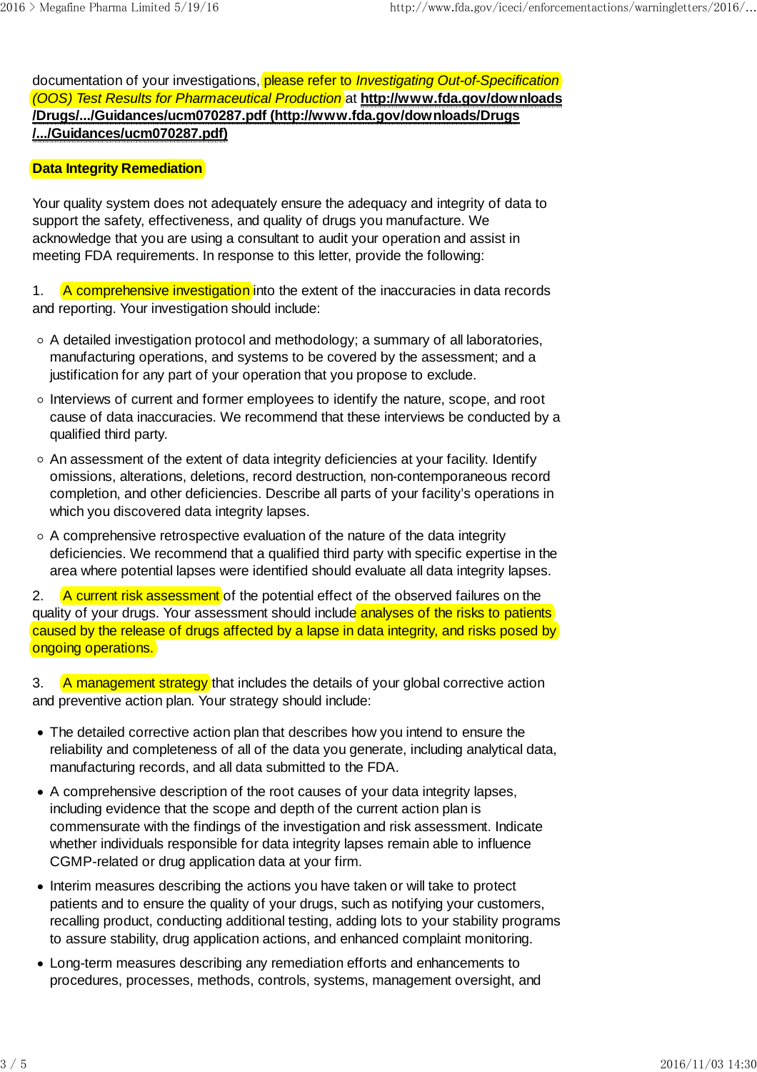documentation of your investigations, please refer to *Investigating Out-of-Specification (OOS) Test Results for Pharmaceutical Production* at **http://www.fda.gov/downloads/Drugs/.../Guidances/ucm070287.pdf (http://www.fda.gov/downloads/Drugs/.../Guidances/ucm070287.pdf)**

**Data Integrity Remediation**

Your quality system does not adequately ensure the adequacy and integrity of data to support the safety, effectiveness, and quality of drugs you manufacture. We acknowledge that you are using a consultant to audit your operation and assist in meeting FDA requirements. In response to this letter, provide the following:

1. A comprehensive investigation into the extent of the inaccuracies in data records and reporting. Your investigation should include:

   - A detailed investigation protocol and methodology; a summary of all laboratories, manufacturing operations, and systems to be covered by the assessment; and a justification for any part of your operation that you propose to exclude.
   - Interviews of current and former employees to identify the nature, scope, and root cause of data inaccuracies. We recommend that these interviews be conducted by a qualified third party.
   - An assessment of the extent of data integrity deficiencies at your facility. Identify omissions, alterations, deletions, record destruction, non-contemporaneous record completion, and other deficiencies. Describe all parts of your facility's operations in which you discovered data integrity lapses.
   - A comprehensive retrospective evaluation of the nature of the data integrity deficiencies. We recommend that a qualified third party with specific expertise in the area where potential lapses were identified should evaluate all data integrity lapses.

2. A current risk assessment of the potential effect of the observed failures on the quality of your drugs. Your assessment should include analyses of the risks to patients caused by the release of drugs affected by a lapse in data integrity, and risks posed by ongoing operations.

3. A management strategy that includes the details of your global corrective action and preventive action plan. Your strategy should include:

   - The detailed corrective action plan that describes how you intend to ensure the reliability and completeness of all of the data you generate, including analytical data, manufacturing records, and all data submitted to the FDA.
   - A comprehensive description of the root causes of your data integrity lapses, including evidence that the scope and depth of the current action plan is commensurate with the findings of the investigation and risk assessment. Indicate whether individuals responsible for data integrity lapses remain able to influence CGMP-related or drug application data at your firm.
   - Interim measures describing the actions you have taken or will take to protect patients and to ensure the quality of your drugs, such as notifying your customers, recalling product, conducting additional testing, adding lots to your stability programs to assure stability, drug application actions, and enhanced complaint monitoring.
   - Long-term measures describing any remediation efforts and enhancements to procedures, processes, methods, controls, systems, management oversight, and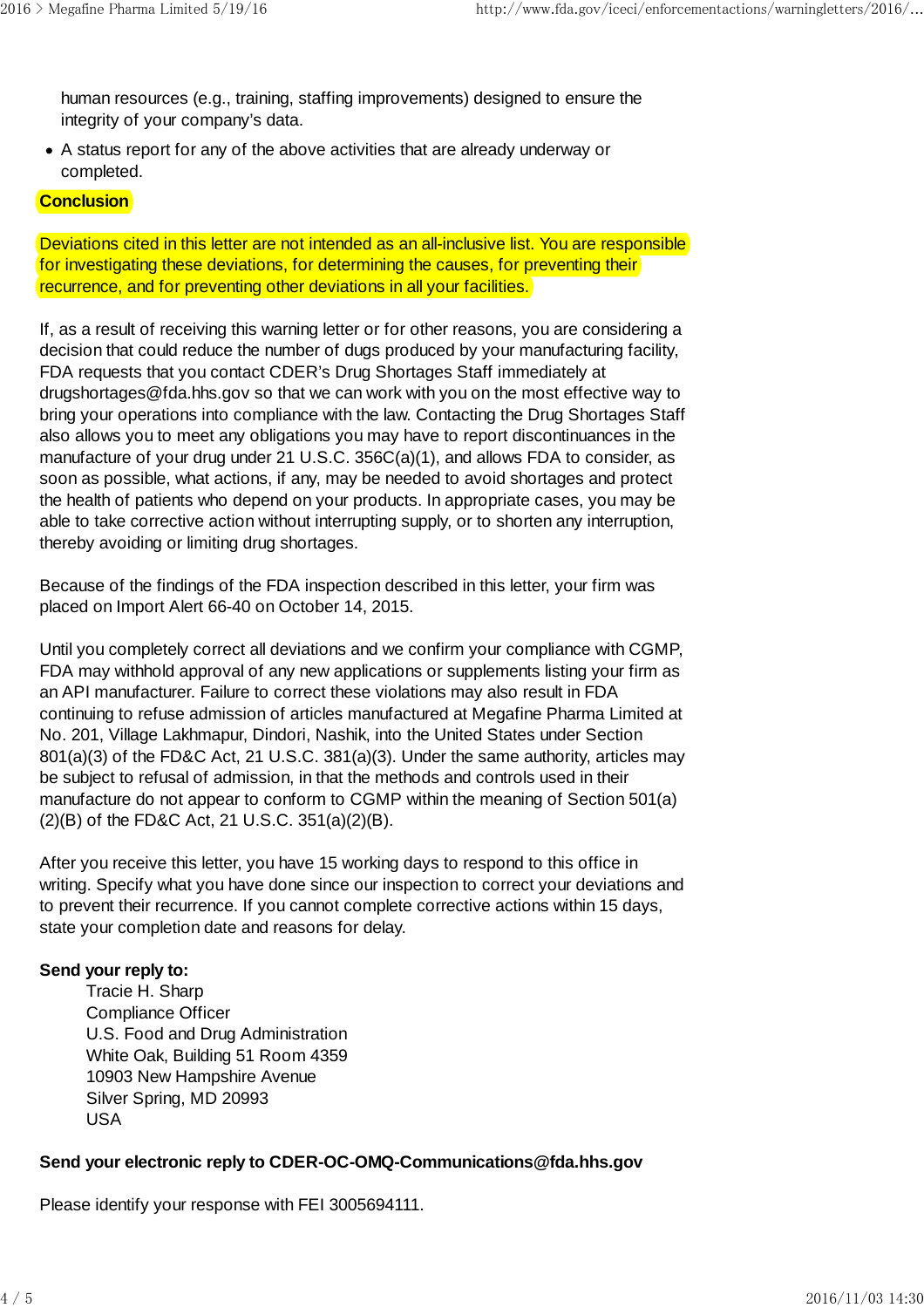human resources (e.g., training, staffing improvements) designed to ensure the integrity of your company's data.

- A status report for any of the above activities that are already underway or completed.

## Conclusion

Deviations cited in this letter are not intended as an all-inclusive list. You are responsible for investigating these deviations, for determining the causes, for preventing their recurrence, and for preventing other deviations in all your facilities.

If, as a result of receiving this warning letter or for other reasons, you are considering a decision that could reduce the number of dugs produced by your manufacturing facility, FDA requests that you contact CDER's Drug Shortages Staff immediately at drugshortages@fda.hhs.gov so that we can work with you on the most effective way to bring your operations into compliance with the law. Contacting the Drug Shortages Staff also allows you to meet any obligations you may have to report discontinuances in the manufacture of your drug under 21 U.S.C. 356C(a)(1), and allows FDA to consider, as soon as possible, what actions, if any, may be needed to avoid shortages and protect the health of patients who depend on your products. In appropriate cases, you may be able to take corrective action without interrupting supply, or to shorten any interruption, thereby avoiding or limiting drug shortages.

Because of the findings of the FDA inspection described in this letter, your firm was placed on Import Alert 66-40 on October 14, 2015.

Until you completely correct all deviations and we confirm your compliance with CGMP, FDA may withhold approval of any new applications or supplements listing your firm as an API manufacturer. Failure to correct these violations may also result in FDA continuing to refuse admission of articles manufactured at Megafine Pharma Limited at No. 201, Village Lakhmapur, Dindori, Nashik, into the United States under Section 801(a)(3) of the FD&C Act, 21 U.S.C. 381(a)(3). Under the same authority, articles may be subject to refusal of admission, in that the methods and controls used in their manufacture do not appear to conform to CGMP within the meaning of Section 501(a)(2)(B) of the FD&C Act, 21 U.S.C. 351(a)(2)(B).

After you receive this letter, you have 15 working days to respond to this office in writing. Specify what you have done since our inspection to correct your deviations and to prevent their recurrence. If you cannot complete corrective actions within 15 days, state your completion date and reasons for delay.

**Send your reply to:**

Tracie H. Sharp
Compliance Officer
U.S. Food and Drug Administration
White Oak, Building 51 Room 4359
10903 New Hampshire Avenue
Silver Spring, MD 20993
USA

**Send your electronic reply to CDER-OC-OMQ-Communications@fda.hhs.gov**

Please identify your response with FEI 3005694111.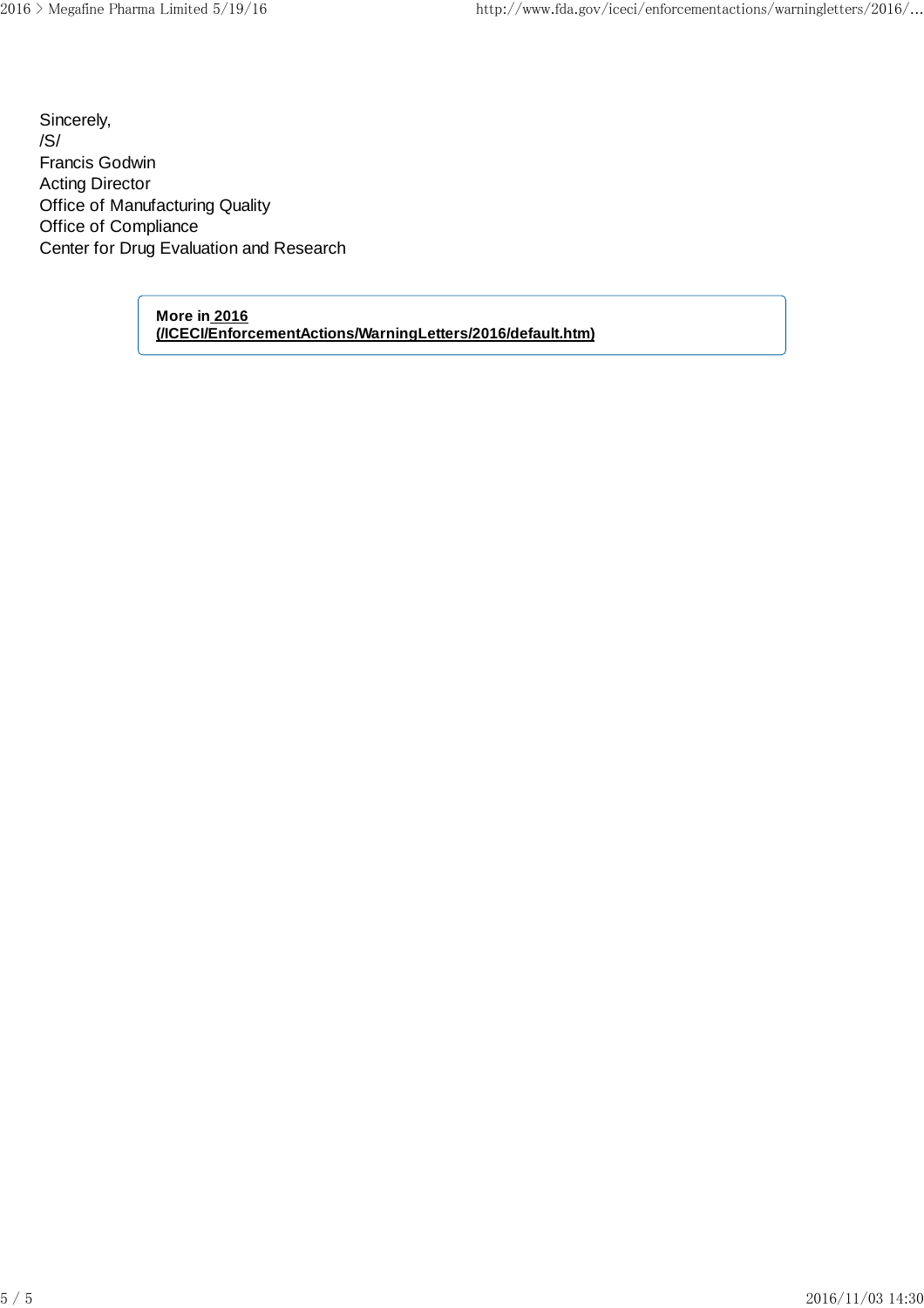Sincerely,
/S/
Francis Godwin
Acting Director
Office of Manufacturing Quality
Office of Compliance
Center for Drug Evaluation and Research

**More in 2016**
**(/ICECI/EnforcementActions/WarningLetters/2016/default.htm)**